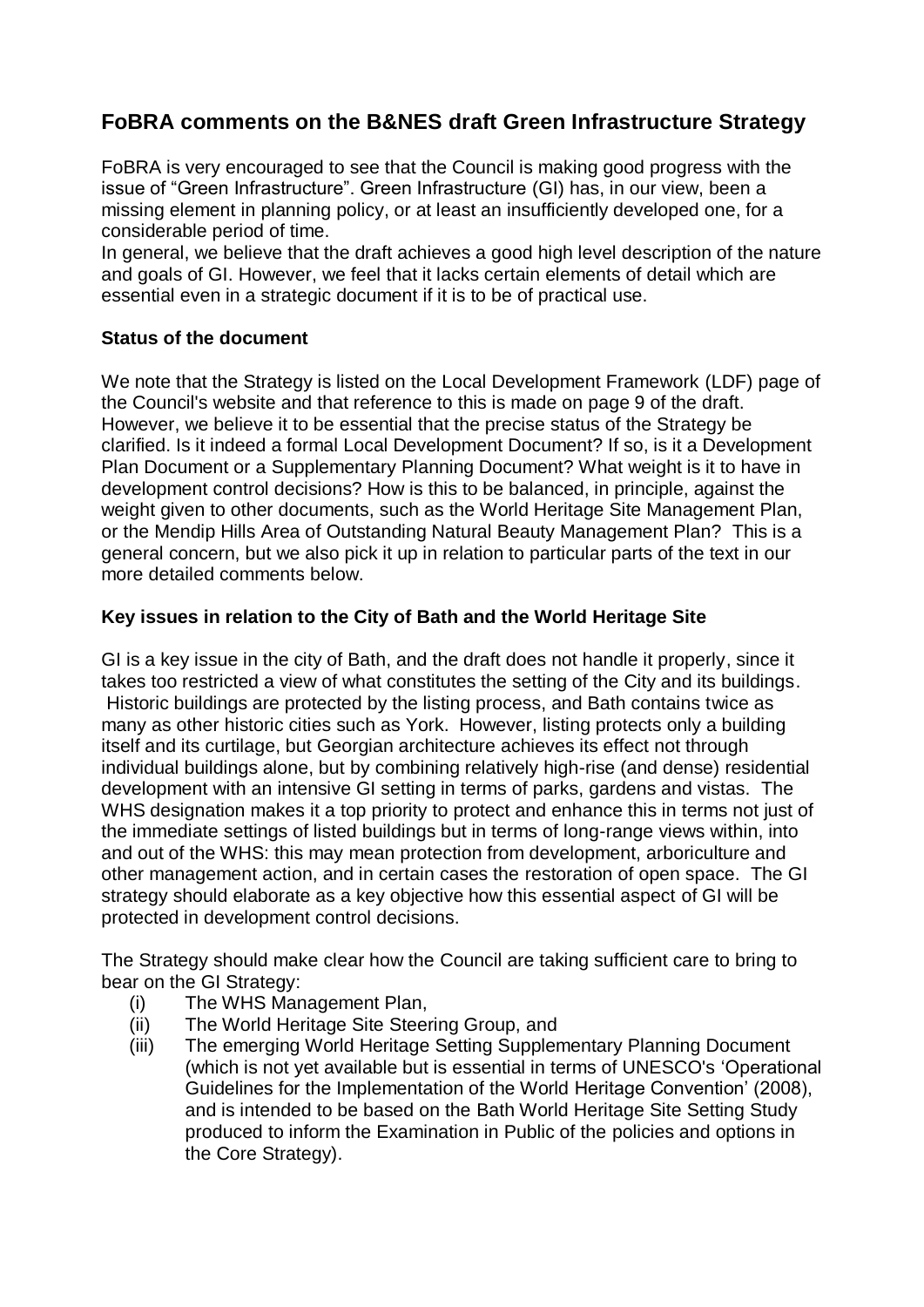# FoBRA comments on the B&NES draft Green Infrastructure Strategy

FoBRA is very encouraged to see that the Council is making good progress with the issue of "Green Infrastructure". Green Infrastructure (GI) has, in our view, been a missing element in planning policy, or at least an insufficiently developed one, for a considerable period of time.

In general, we believe that the draft achieves a good high level description of the nature and goals of GI. However, we feel that it lacks certain elements of detail which are essential even in a strategic document if it is to be of practical use.

### Status of the document

We note that the Strategy is listed on the Local Development Framework (LDF) page of the Council's website and that reference to this is made on page 9 of the draft. However, we believe it to be essential that the precise status of the Strategy be clarified. Is it indeed a formal Local Development Document? If so, is it a Development Plan Document or a Supplementary Planning Document? What weight is it to have in development control decisions? How is this to be balanced, in principle, against the weight given to other documents, such as the World Heritage Site Management Plan, or the Mendip Hills Area of Outstanding Natural Beauty Management Plan? This is a general concern, but we also pick it up in relation to particular parts of the text in our more detailed comments below.

### Key issues in relation to the City of Bath and the World Heritage Site

GI is a key issue in the city of Bath, and the draft does not handle it properly, since it takes too restricted a view of what constitutes the setting of the City and its buildings. Historic buildings are protected by the listing process, and Bath contains twice as many as other historic cities such as York. However, listing protects only a building itself and its curtilage, but Georgian architecture achieves its effect not through individual buildings alone, but by combining relatively high-rise (and dense) residential development with an intensive GI setting in terms of parks, gardens and vistas. The WHS designation makes it a top priority to protect and enhance this in terms not just of the immediate settings of listed buildings but in terms of long-range views within, into and out of the WHS: this may mean protection from development, arboriculture and other management action, and in certain cases the restoration of open space. The GI strategy should elaborate as a key objective how this essential aspect of GI will be protected in development control decisions.

The Strategy should make clear how the Council are taking sufficient care to bring to bear on the GI Strategy:

(i) The WHS Management Plan,
(ii) The World Heritage Site Steering Group, and
(iii) The emerging World Heritage Setting Supplementary Planning Document (which is not yet available but is essential in terms of UNESCO's 'Operational Guidelines for the Implementation of the World Heritage Convention' (2008), and is intended to be based on the Bath World Heritage Site Setting Study produced to inform the Examination in Public of the policies and options in the Core Strategy).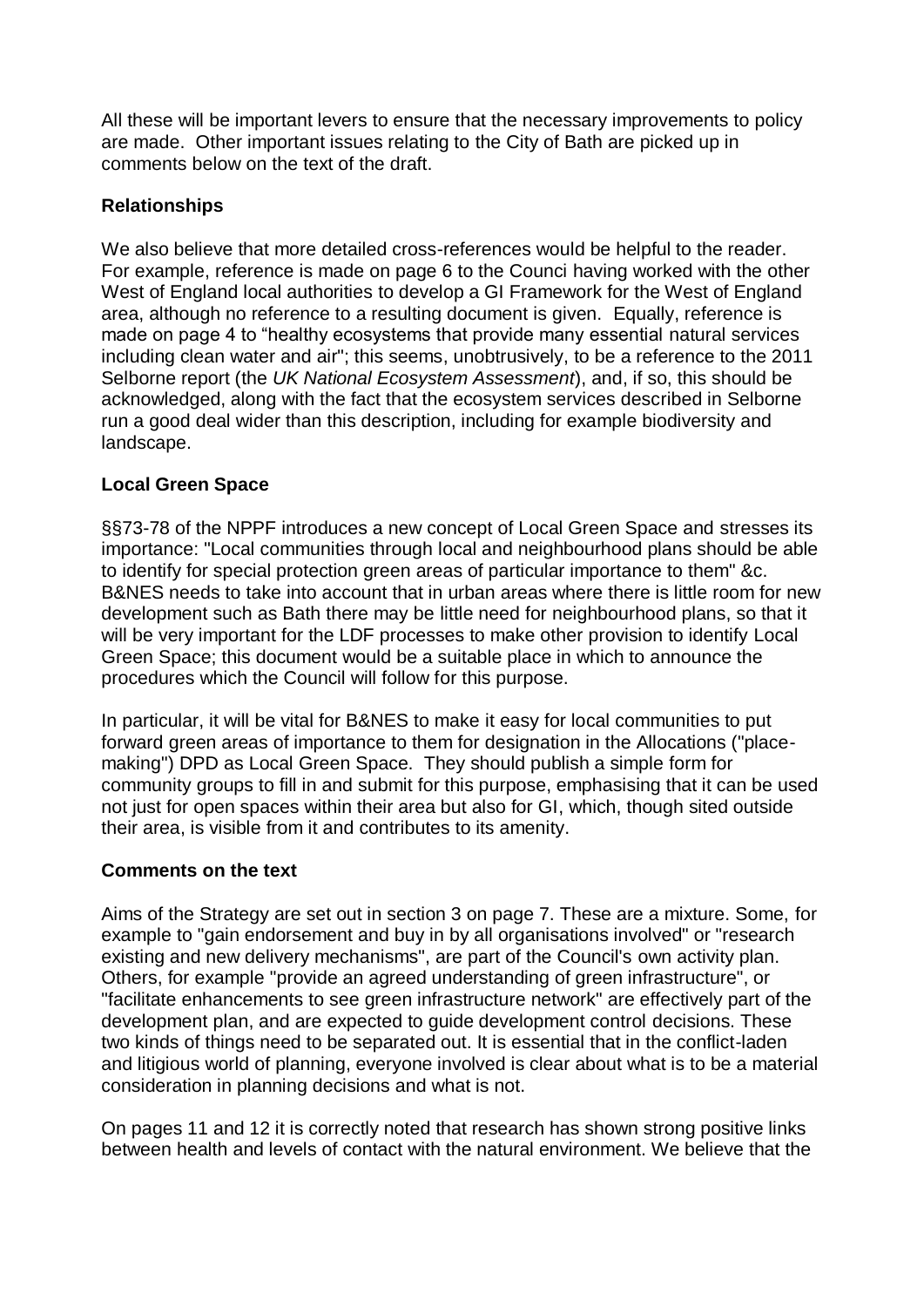All these will be important levers to ensure that the necessary improvements to policy are made. Other important issues relating to the City of Bath are picked up in comments below on the text of the draft.

**Relationships**

We also believe that more detailed cross-references would be helpful to the reader. For example, reference is made on page 6 to the Counci having worked with the other West of England local authorities to develop a GI Framework for the West of England area, although no reference to a resulting document is given. Equally, reference is made on page 4 to "healthy ecosystems that provide many essential natural services including clean water and air"; this seems, unobtrusively, to be a reference to the 2011 Selborne report (the *UK National Ecosystem Assessment*), and, if so, this should be acknowledged, along with the fact that the ecosystem services described in Selborne run a good deal wider than this description, including for example biodiversity and landscape.

**Local Green Space**

§§73-78 of the NPPF introduces a new concept of Local Green Space and stresses its importance: "Local communities through local and neighbourhood plans should be able to identify for special protection green areas of particular importance to them" &c. B&NES needs to take into account that in urban areas where there is little room for new development such as Bath there may be little need for neighbourhood plans, so that it will be very important for the LDF processes to make other provision to identify Local Green Space; this document would be a suitable place in which to announce the procedures which the Council will follow for this purpose.

In particular, it will be vital for B&NES to make it easy for local communities to put forward green areas of importance to them for designation in the Allocations ("place-making") DPD as Local Green Space. They should publish a simple form for community groups to fill in and submit for this purpose, emphasising that it can be used not just for open spaces within their area but also for GI, which, though sited outside their area, is visible from it and contributes to its amenity.

**Comments on the text**

Aims of the Strategy are set out in section 3 on page 7. These are a mixture. Some, for example to "gain endorsement and buy in by all organisations involved" or "research existing and new delivery mechanisms", are part of the Council's own activity plan. Others, for example "provide an agreed understanding of green infrastructure", or "facilitate enhancements to see green infrastructure network" are effectively part of the development plan, and are expected to guide development control decisions. These two kinds of things need to be separated out. It is essential that in the conflict-laden and litigious world of planning, everyone involved is clear about what is to be a material consideration in planning decisions and what is not.

On pages 11 and 12 it is correctly noted that research has shown strong positive links between health and levels of contact with the natural environment. We believe that the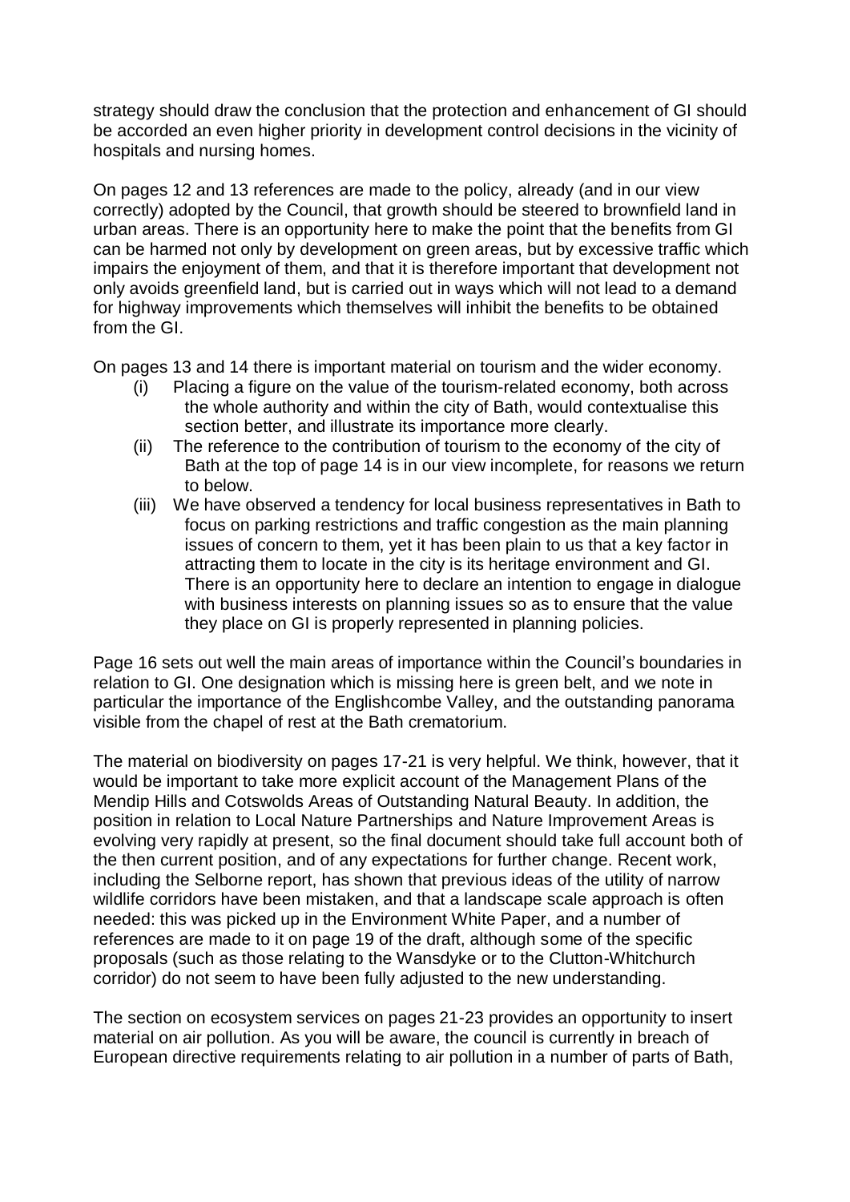strategy should draw the conclusion that the protection and enhancement of GI should be accorded an even higher priority in development control decisions in the vicinity of hospitals and nursing homes.

On pages 12 and 13 references are made to the policy, already (and in our view correctly) adopted by the Council, that growth should be steered to brownfield land in urban areas. There is an opportunity here to make the point that the benefits from GI can be harmed not only by development on green areas, but by excessive traffic which impairs the enjoyment of them, and that it is therefore important that development not only avoids greenfield land, but is carried out in ways which will not lead to a demand for highway improvements which themselves will inhibit the benefits to be obtained from the GI.

On pages 13 and 14 there is important material on tourism and the wider economy.

(i) Placing a figure on the value of the tourism-related economy, both across the whole authority and within the city of Bath, would contextualise this section better, and illustrate its importance more clearly.

(ii) The reference to the contribution of tourism to the economy of the city of Bath at the top of page 14 is in our view incomplete, for reasons we return to below.

(iii) We have observed a tendency for local business representatives in Bath to focus on parking restrictions and traffic congestion as the main planning issues of concern to them, yet it has been plain to us that a key factor in attracting them to locate in the city is its heritage environment and GI. There is an opportunity here to declare an intention to engage in dialogue with business interests on planning issues so as to ensure that the value they place on GI is properly represented in planning policies.

Page 16 sets out well the main areas of importance within the Council's boundaries in relation to GI. One designation which is missing here is green belt, and we note in particular the importance of the Englishcombe Valley, and the outstanding panorama visible from the chapel of rest at the Bath crematorium.

The material on biodiversity on pages 17-21 is very helpful. We think, however, that it would be important to take more explicit account of the Management Plans of the Mendip Hills and Cotswolds Areas of Outstanding Natural Beauty. In addition, the position in relation to Local Nature Partnerships and Nature Improvement Areas is evolving very rapidly at present, so the final document should take full account both of the then current position, and of any expectations for further change. Recent work, including the Selborne report, has shown that previous ideas of the utility of narrow wildlife corridors have been mistaken, and that a landscape scale approach is often needed: this was picked up in the Environment White Paper, and a number of references are made to it on page 19 of the draft, although some of the specific proposals (such as those relating to the Wansdyke or to the Clutton-Whitchurch corridor) do not seem to have been fully adjusted to the new understanding.

The section on ecosystem services on pages 21-23 provides an opportunity to insert material on air pollution. As you will be aware, the council is currently in breach of European directive requirements relating to air pollution in a number of parts of Bath,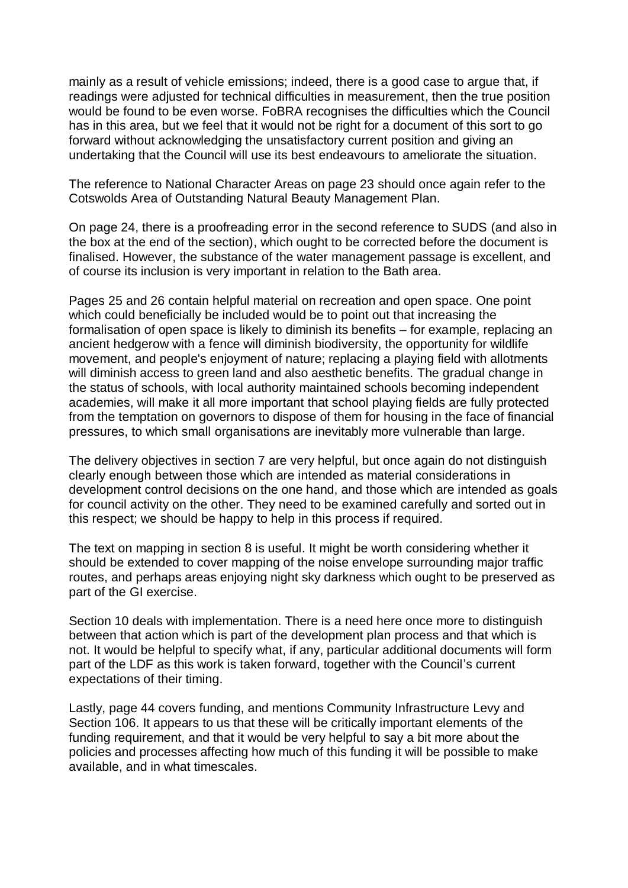mainly as a result of vehicle emissions; indeed, there is a good case to argue that, if readings were adjusted for technical difficulties in measurement, then the true position would be found to be even worse. FoBRA recognises the difficulties which the Council has in this area, but we feel that it would not be right for a document of this sort to go forward without acknowledging the unsatisfactory current position and giving an undertaking that the Council will use its best endeavours to ameliorate the situation.

The reference to National Character Areas on page 23 should once again refer to the Cotswolds Area of Outstanding Natural Beauty Management Plan.

On page 24, there is a proofreading error in the second reference to SUDS (and also in the box at the end of the section), which ought to be corrected before the document is finalised. However, the substance of the water management passage is excellent, and of course its inclusion is very important in relation to the Bath area.

Pages 25 and 26 contain helpful material on recreation and open space. One point which could beneficially be included would be to point out that increasing the formalisation of open space is likely to diminish its benefits – for example, replacing an ancient hedgerow with a fence will diminish biodiversity, the opportunity for wildlife movement, and people's enjoyment of nature; replacing a playing field with allotments will diminish access to green land and also aesthetic benefits. The gradual change in the status of schools, with local authority maintained schools becoming independent academies, will make it all more important that school playing fields are fully protected from the temptation on governors to dispose of them for housing in the face of financial pressures, to which small organisations are inevitably more vulnerable than large.

The delivery objectives in section 7 are very helpful, but once again do not distinguish clearly enough between those which are intended as material considerations in development control decisions on the one hand, and those which are intended as goals for council activity on the other. They need to be examined carefully and sorted out in this respect; we should be happy to help in this process if required.

The text on mapping in section 8 is useful. It might be worth considering whether it should be extended to cover mapping of the noise envelope surrounding major traffic routes, and perhaps areas enjoying night sky darkness which ought to be preserved as part of the GI exercise.

Section 10 deals with implementation. There is a need here once more to distinguish between that action which is part of the development plan process and that which is not. It would be helpful to specify what, if any, particular additional documents will form part of the LDF as this work is taken forward, together with the Council's current expectations of their timing.

Lastly, page 44 covers funding, and mentions Community Infrastructure Levy and Section 106. It appears to us that these will be critically important elements of the funding requirement, and that it would be very helpful to say a bit more about the policies and processes affecting how much of this funding it will be possible to make available, and in what timescales.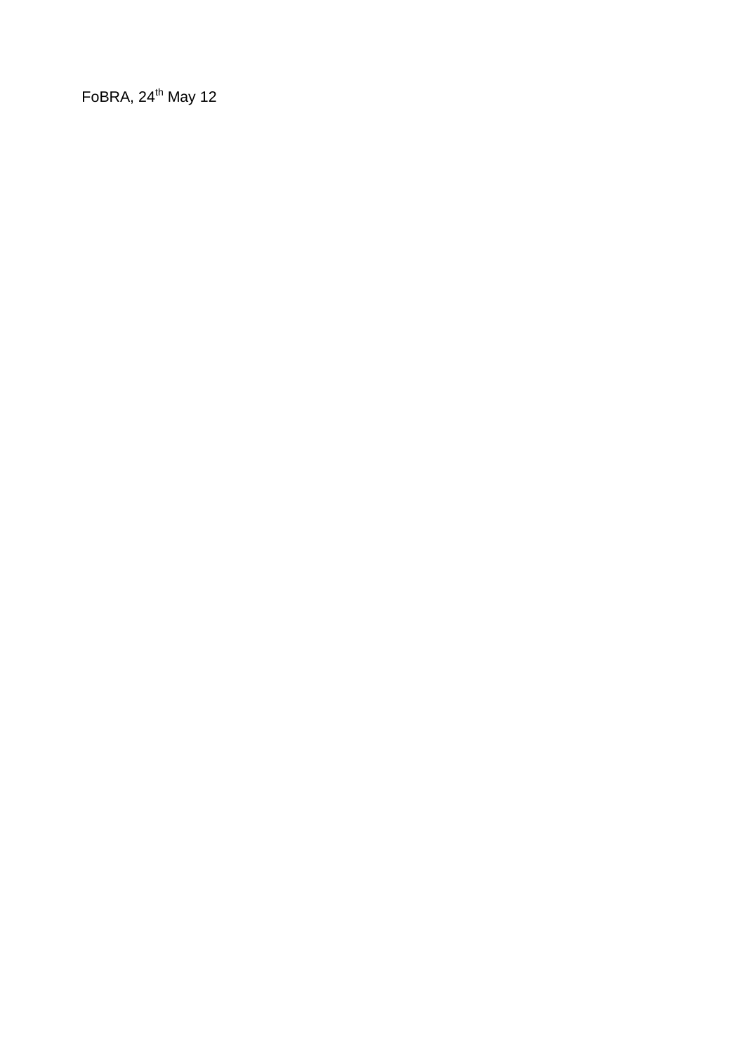FoBRA, 24th May 12